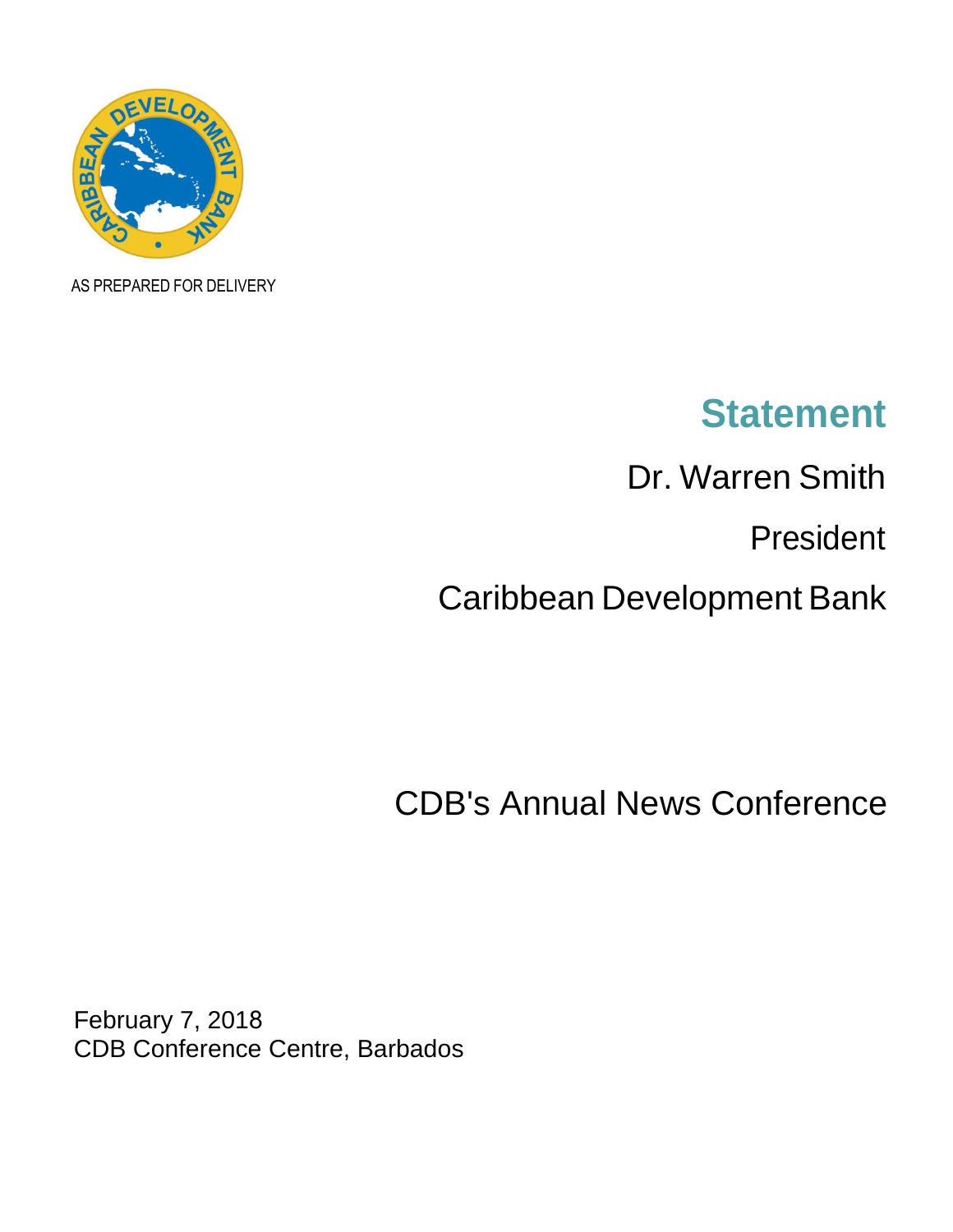AS PREPARED FOR DELIVERY

# Statement

Dr. Warren Smith

President

Caribbean Development Bank

CDB's Annual News Conference

February 7, 2018
CDB Conference Centre, Barbados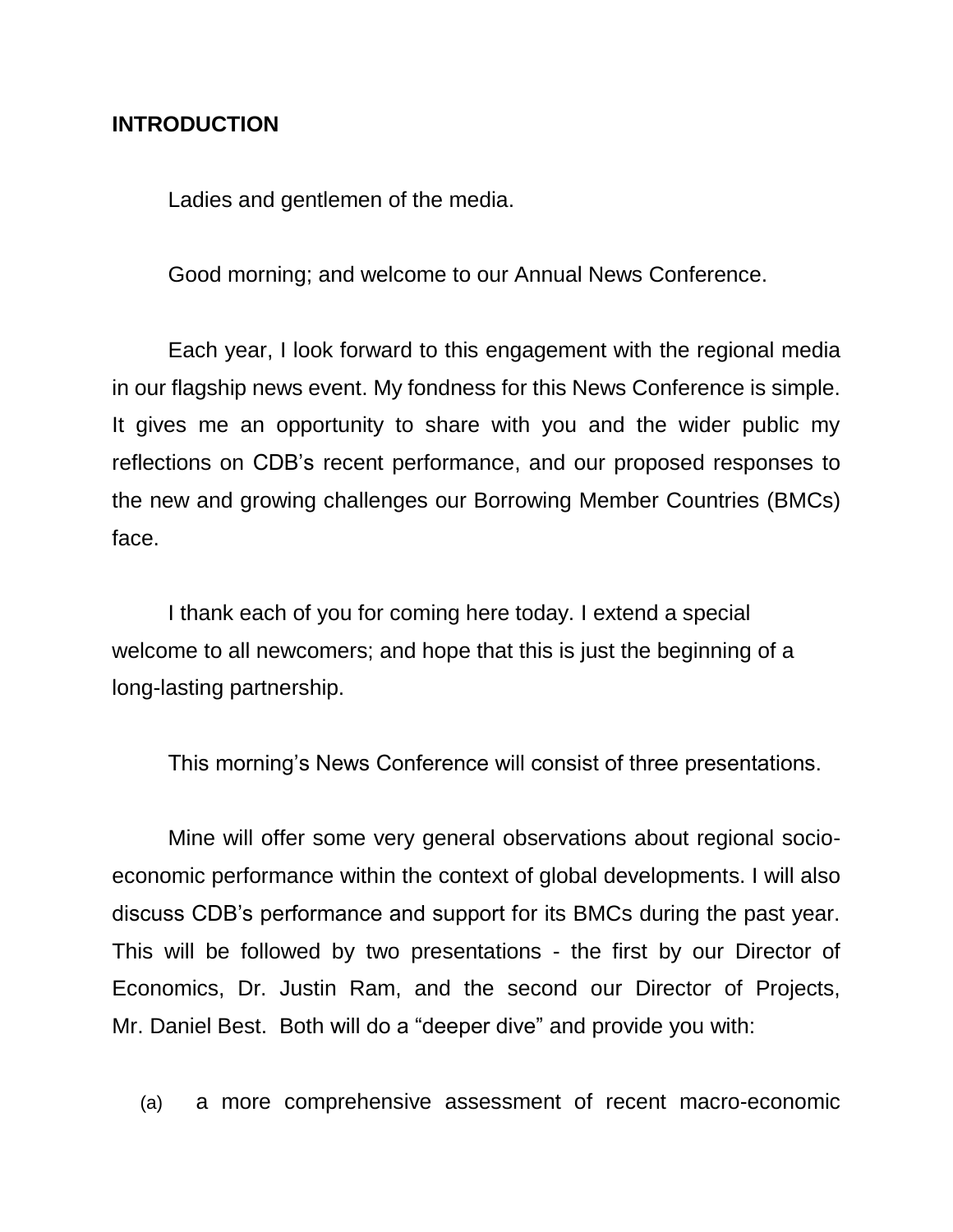**INTRODUCTION**

Ladies and gentlemen of the media.

Good morning; and welcome to our Annual News Conference.

Each year, I look forward to this engagement with the regional media in our flagship news event. My fondness for this News Conference is simple. It gives me an opportunity to share with you and the wider public my reflections on CDB's recent performance, and our proposed responses to the new and growing challenges our Borrowing Member Countries (BMCs) face.

I thank each of you for coming here today. I extend a special welcome to all newcomers; and hope that this is just the beginning of a long-lasting partnership.

This morning's News Conference will consist of three presentations.

Mine will offer some very general observations about regional socio-economic performance within the context of global developments. I will also discuss CDB's performance and support for its BMCs during the past year. This will be followed by two presentations - the first by our Director of Economics, Dr. Justin Ram, and the second our Director of Projects, Mr. Daniel Best. Both will do a "deeper dive" and provide you with:

(a) a more comprehensive assessment of recent macro-economic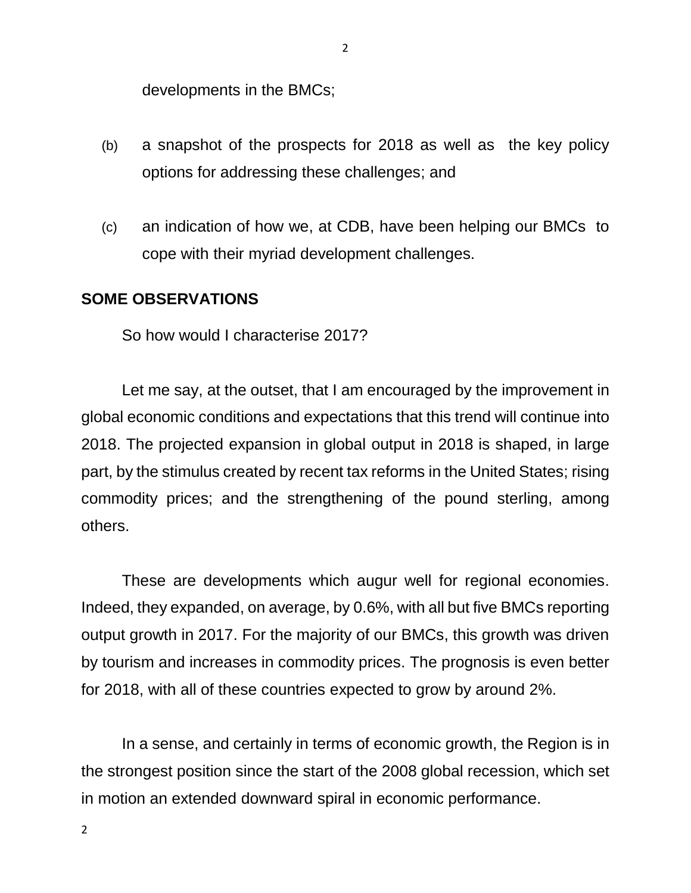developments in the BMCs;

(b) a snapshot of the prospects for 2018 as well as the key policy options for addressing these challenges; and

(c) an indication of how we, at CDB, have been helping our BMCs to cope with their myriad development challenges.

**SOME OBSERVATIONS**

So how would I characterise 2017?

Let me say, at the outset, that I am encouraged by the improvement in global economic conditions and expectations that this trend will continue into 2018. The projected expansion in global output in 2018 is shaped, in large part, by the stimulus created by recent tax reforms in the United States; rising commodity prices; and the strengthening of the pound sterling, among others.

These are developments which augur well for regional economies. Indeed, they expanded, on average, by 0.6%, with all but five BMCs reporting output growth in 2017. For the majority of our BMCs, this growth was driven by tourism and increases in commodity prices. The prognosis is even better for 2018, with all of these countries expected to grow by around 2%.

In a sense, and certainly in terms of economic growth, the Region is in the strongest position since the start of the 2008 global recession, which set in motion an extended downward spiral in economic performance.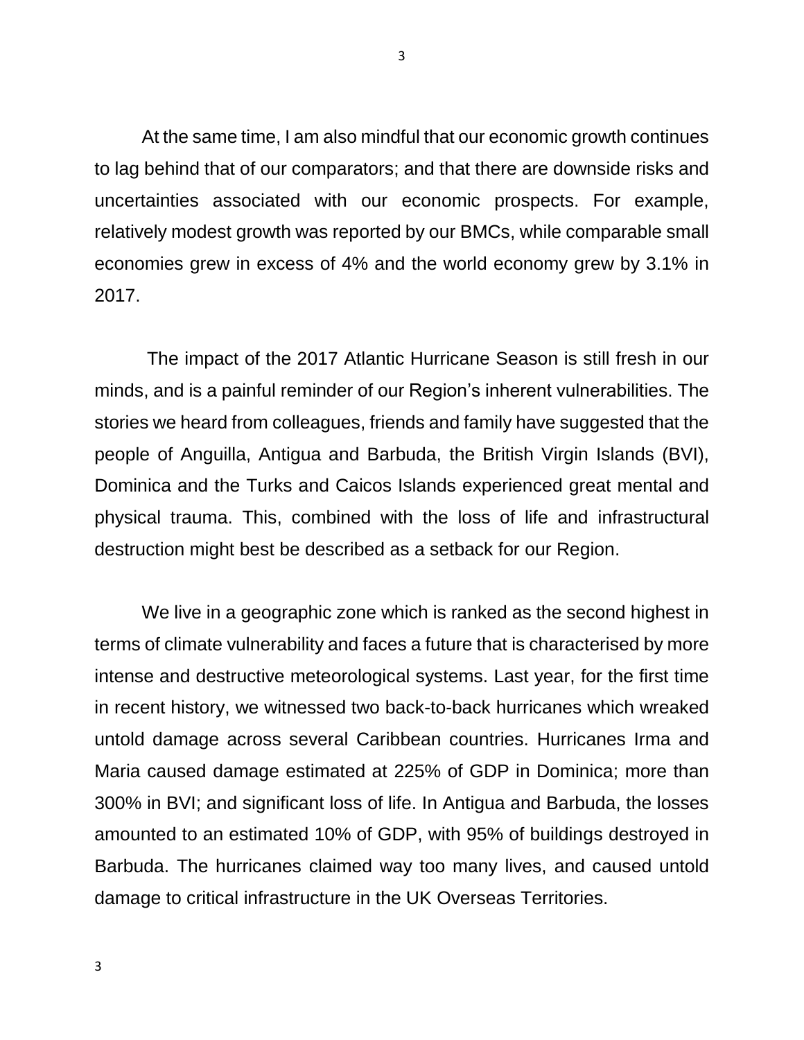At the same time, I am also mindful that our economic growth continues to lag behind that of our comparators; and that there are downside risks and uncertainties associated with our economic prospects. For example, relatively modest growth was reported by our BMCs, while comparable small economies grew in excess of 4% and the world economy grew by 3.1% in 2017.

The impact of the 2017 Atlantic Hurricane Season is still fresh in our minds, and is a painful reminder of our Region's inherent vulnerabilities. The stories we heard from colleagues, friends and family have suggested that the people of Anguilla, Antigua and Barbuda, the British Virgin Islands (BVI), Dominica and the Turks and Caicos Islands experienced great mental and physical trauma. This, combined with the loss of life and infrastructural destruction might best be described as a setback for our Region.

We live in a geographic zone which is ranked as the second highest in terms of climate vulnerability and faces a future that is characterised by more intense and destructive meteorological systems. Last year, for the first time in recent history, we witnessed two back-to-back hurricanes which wreaked untold damage across several Caribbean countries. Hurricanes Irma and Maria caused damage estimated at 225% of GDP in Dominica; more than 300% in BVI; and significant loss of life. In Antigua and Barbuda, the losses amounted to an estimated 10% of GDP, with 95% of buildings destroyed in Barbuda. The hurricanes claimed way too many lives, and caused untold damage to critical infrastructure in the UK Overseas Territories.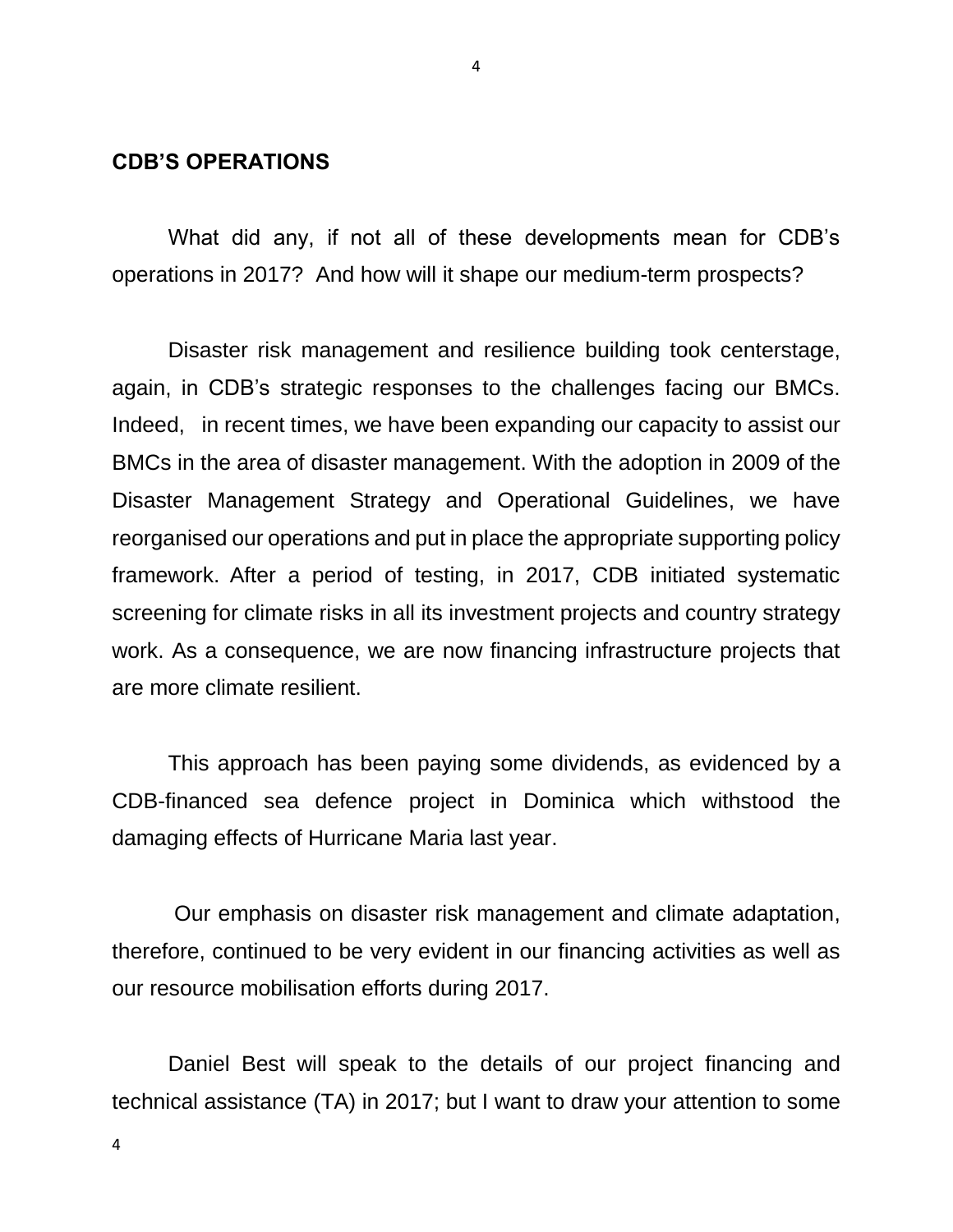## CDB'S OPERATIONS

What did any, if not all of these developments mean for CDB's operations in 2017? And how will it shape our medium-term prospects?

Disaster risk management and resilience building took centerstage, again, in CDB's strategic responses to the challenges facing our BMCs. Indeed, in recent times, we have been expanding our capacity to assist our BMCs in the area of disaster management. With the adoption in 2009 of the Disaster Management Strategy and Operational Guidelines, we have reorganised our operations and put in place the appropriate supporting policy framework. After a period of testing, in 2017, CDB initiated systematic screening for climate risks in all its investment projects and country strategy work. As a consequence, we are now financing infrastructure projects that are more climate resilient.

This approach has been paying some dividends, as evidenced by a CDB-financed sea defence project in Dominica which withstood the damaging effects of Hurricane Maria last year.

Our emphasis on disaster risk management and climate adaptation, therefore, continued to be very evident in our financing activities as well as our resource mobilisation efforts during 2017.

Daniel Best will speak to the details of our project financing and technical assistance (TA) in 2017; but I want to draw your attention to some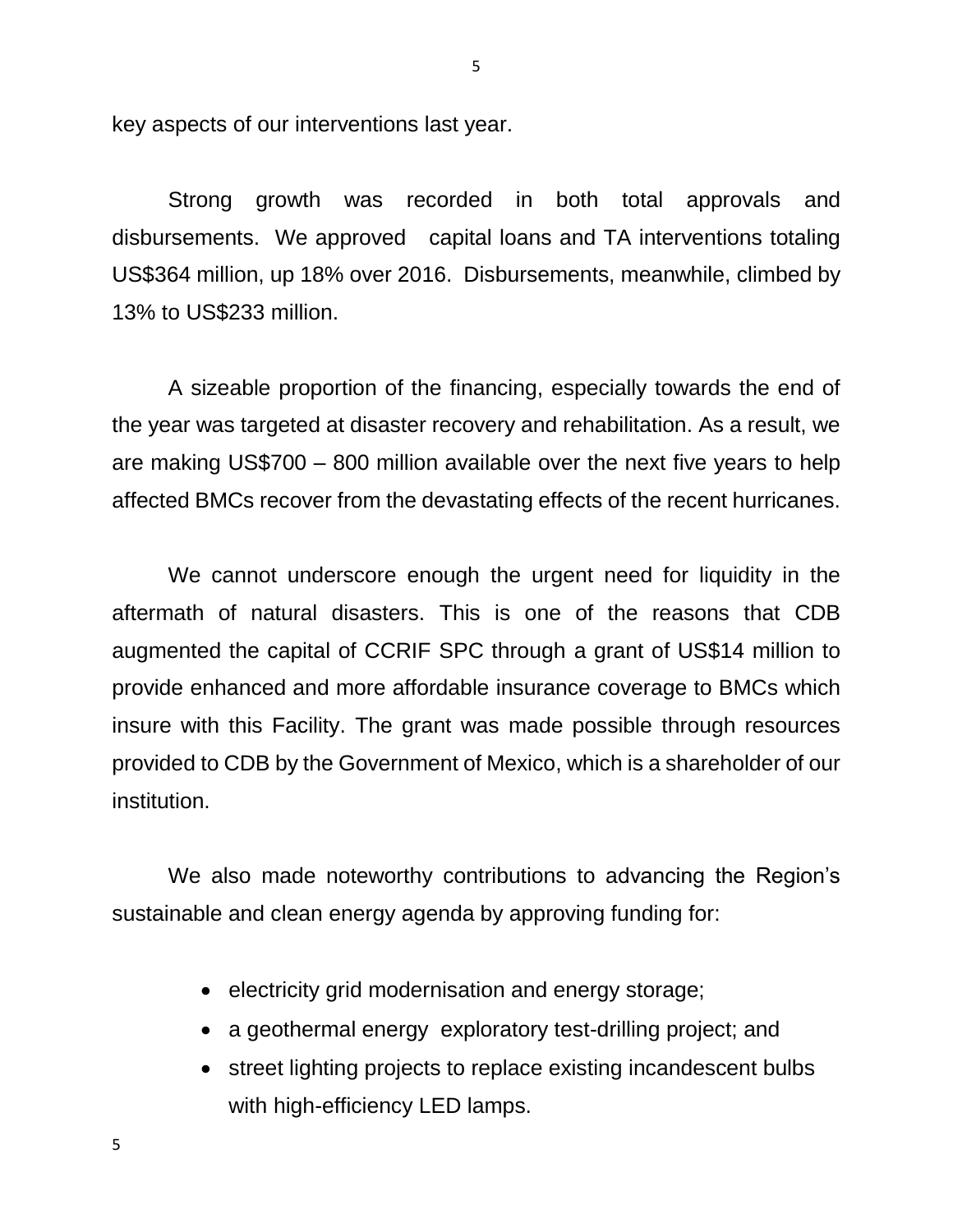key aspects of our interventions last year.

Strong growth was recorded in both total approvals and disbursements. We approved capital loans and TA interventions totaling US$364 million, up 18% over 2016. Disbursements, meanwhile, climbed by 13% to US$233 million.

A sizeable proportion of the financing, especially towards the end of the year was targeted at disaster recovery and rehabilitation. As a result, we are making US$700 – 800 million available over the next five years to help affected BMCs recover from the devastating effects of the recent hurricanes.

We cannot underscore enough the urgent need for liquidity in the aftermath of natural disasters. This is one of the reasons that CDB augmented the capital of CCRIF SPC through a grant of US$14 million to provide enhanced and more affordable insurance coverage to BMCs which insure with this Facility. The grant was made possible through resources provided to CDB by the Government of Mexico, which is a shareholder of our institution.

We also made noteworthy contributions to advancing the Region's sustainable and clean energy agenda by approving funding for:

- electricity grid modernisation and energy storage;
- a geothermal energy exploratory test-drilling project; and
- street lighting projects to replace existing incandescent bulbs with high-efficiency LED lamps.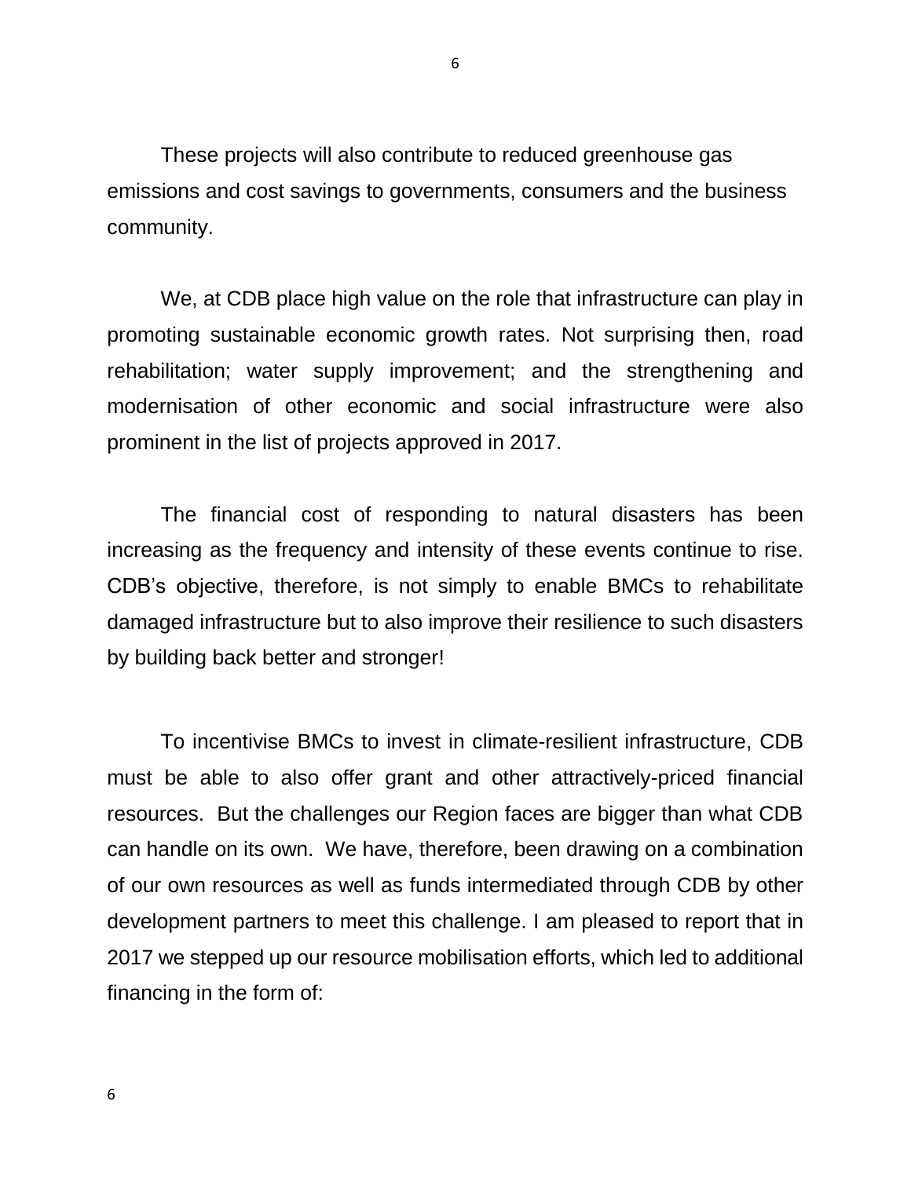These projects will also contribute to reduced greenhouse gas emissions and cost savings to governments, consumers and the business community.

We, at CDB place high value on the role that infrastructure can play in promoting sustainable economic growth rates. Not surprising then, road rehabilitation; water supply improvement; and the strengthening and modernisation of other economic and social infrastructure were also prominent in the list of projects approved in 2017.

The financial cost of responding to natural disasters has been increasing as the frequency and intensity of these events continue to rise. CDB's objective, therefore, is not simply to enable BMCs to rehabilitate damaged infrastructure but to also improve their resilience to such disasters by building back better and stronger!

To incentivise BMCs to invest in climate-resilient infrastructure, CDB must be able to also offer grant and other attractively-priced financial resources. But the challenges our Region faces are bigger than what CDB can handle on its own. We have, therefore, been drawing on a combination of our own resources as well as funds intermediated through CDB by other development partners to meet this challenge. I am pleased to report that in 2017 we stepped up our resource mobilisation efforts, which led to additional financing in the form of: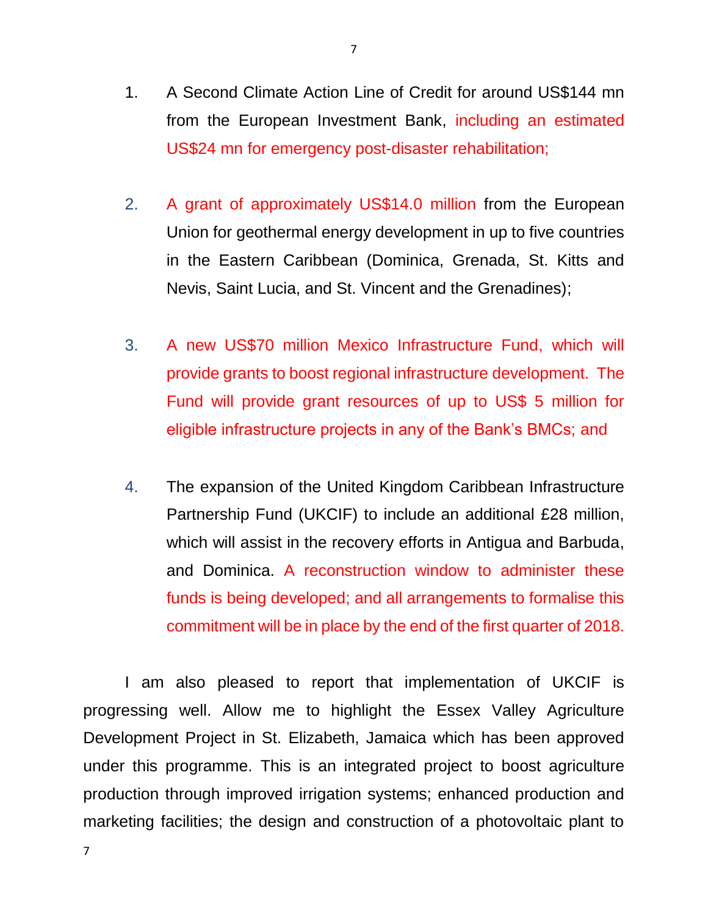1. A Second Climate Action Line of Credit for around US$144 mn from the European Investment Bank, including an estimated US$24 mn for emergency post-disaster rehabilitation;

2. A grant of approximately US$14.0 million from the European Union for geothermal energy development in up to five countries in the Eastern Caribbean (Dominica, Grenada, St. Kitts and Nevis, Saint Lucia, and St. Vincent and the Grenadines);

3. A new US$70 million Mexico Infrastructure Fund, which will provide grants to boost regional infrastructure development. The Fund will provide grant resources of up to US$ 5 million for eligible infrastructure projects in any of the Bank's BMCs; and

4. The expansion of the United Kingdom Caribbean Infrastructure Partnership Fund (UKCIF) to include an additional £28 million, which will assist in the recovery efforts in Antigua and Barbuda, and Dominica. A reconstruction window to administer these funds is being developed; and all arrangements to formalise this commitment will be in place by the end of the first quarter of 2018.

I am also pleased to report that implementation of UKCIF is progressing well. Allow me to highlight the Essex Valley Agriculture Development Project in St. Elizabeth, Jamaica which has been approved under this programme. This is an integrated project to boost agriculture production through improved irrigation systems; enhanced production and marketing facilities; the design and construction of a photovoltaic plant to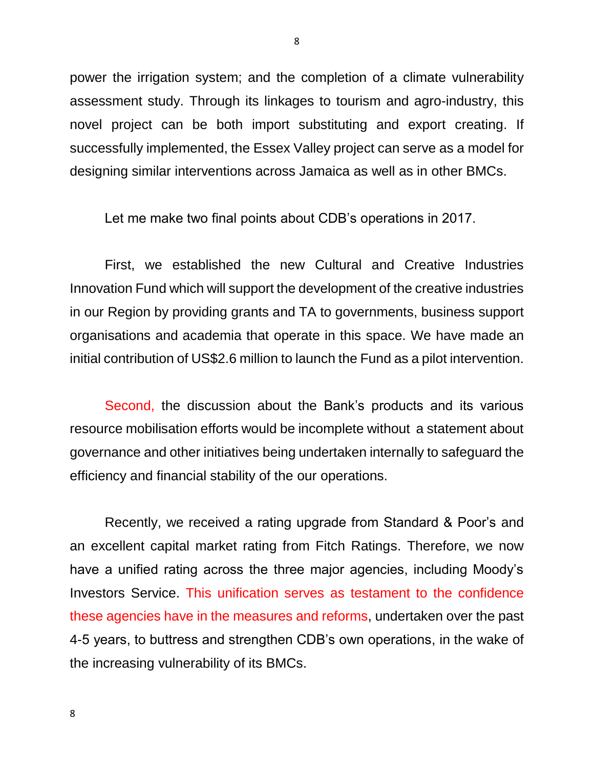power the irrigation system; and the completion of a climate vulnerability assessment study. Through its linkages to tourism and agro-industry, this novel project can be both import substituting and export creating. If successfully implemented, the Essex Valley project can serve as a model for designing similar interventions across Jamaica as well as in other BMCs.

Let me make two final points about CDB's operations in 2017.

First, we established the new Cultural and Creative Industries Innovation Fund which will support the development of the creative industries in our Region by providing grants and TA to governments, business support organisations and academia that operate in this space. We have made an initial contribution of US$2.6 million to launch the Fund as a pilot intervention.

Second, the discussion about the Bank's products and its various resource mobilisation efforts would be incomplete without a statement about governance and other initiatives being undertaken internally to safeguard the efficiency and financial stability of the our operations.

Recently, we received a rating upgrade from Standard & Poor's and an excellent capital market rating from Fitch Ratings. Therefore, we now have a unified rating across the three major agencies, including Moody's Investors Service. This unification serves as testament to the confidence these agencies have in the measures and reforms, undertaken over the past 4-5 years, to buttress and strengthen CDB's own operations, in the wake of the increasing vulnerability of its BMCs.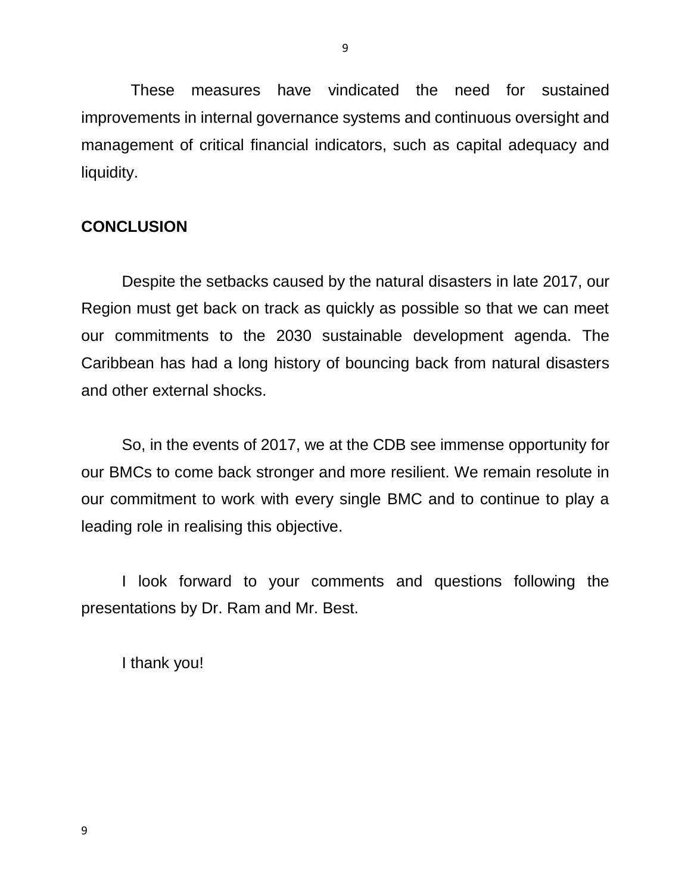These measures have vindicated the need for sustained improvements in internal governance systems and continuous oversight and management of critical financial indicators, such as capital adequacy and liquidity.

**CONCLUSION**

Despite the setbacks caused by the natural disasters in late 2017, our Region must get back on track as quickly as possible so that we can meet our commitments to the 2030 sustainable development agenda. The Caribbean has had a long history of bouncing back from natural disasters and other external shocks.

So, in the events of 2017, we at the CDB see immense opportunity for our BMCs to come back stronger and more resilient. We remain resolute in our commitment to work with every single BMC and to continue to play a leading role in realising this objective.

I look forward to your comments and questions following the presentations by Dr. Ram and Mr. Best.

I thank you!